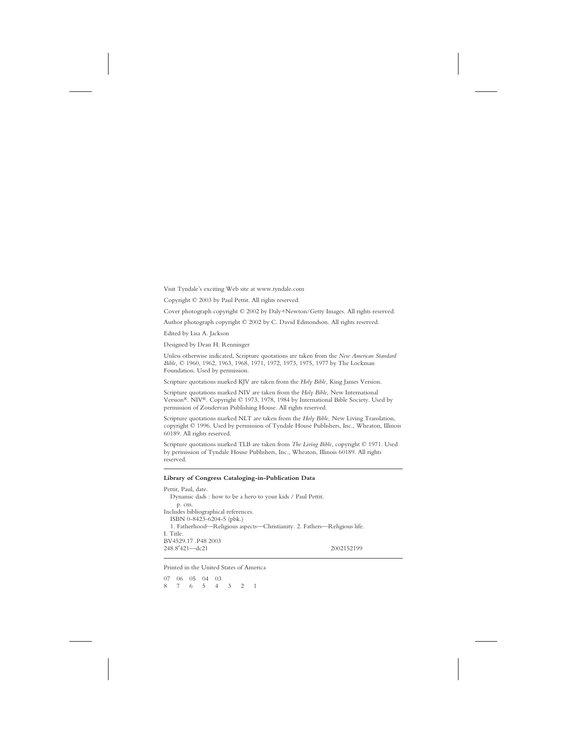Visit Tyndale's exciting Web site at www.tyndale.com

Copyright © 2003 by Paul Pettit. All rights reserved.

Cover photograph copyright © 2002 by Daly+Newton/Getty Images. All rights reserved.

Author photograph copyright © 2002 by C. David Edmondson. All rights reserved.

Edited by Lisa A. Jackson

Designed by Dean H. Renninger

Unless otherwise indicated, Scripture quotations are taken from the *New American Standard Bible,* © 1960, 1962, 1963, 1968, 1971, 1972, 1973, 1975, 1977 by The Lockman Foundation. Used by permission.

Scripture quotations marked KJV are taken from the *Holy Bible,* King James Version.

Scripture quotations marked NIV are taken from the *Holy Bible,* New International Version®. NIV®. Copyright © 1973, 1978, 1984 by International Bible Society. Used by permission of Zondervan Publishing House. All rights reserved.

Scripture quotations marked NLT are taken from the *Holy Bible,* New Living Translation, copyright © 1996. Used by permission of Tyndale House Publishers, Inc., Wheaton, Illinois 60189. All rights reserved.

Scripture quotations marked TLB are taken from *The Living Bible,* copyright © 1971. Used by permission of Tyndale House Publishers, Inc., Wheaton, Illinois 60189. All rights reserved.

---

**Library of Congress Cataloging-in-Publication Data**

Pettit, Paul, date.  
Dynamic dads : how to be a hero to your kids / Paul Pettit.  
p. cm.  
Includes bibliographical references.  
ISBN 0-8423-6204-5 (pbk.)  
1. Fatherhood—Religious aspects—Christianity. 2. Fathers—Religious life.  
I. Title.  
BV4529.17 .P48 2003  
248.8′421—dc21 2002152199

---

Printed in the United States of America

07 06 05 04 03  
8 7 6 5 4 3 2 1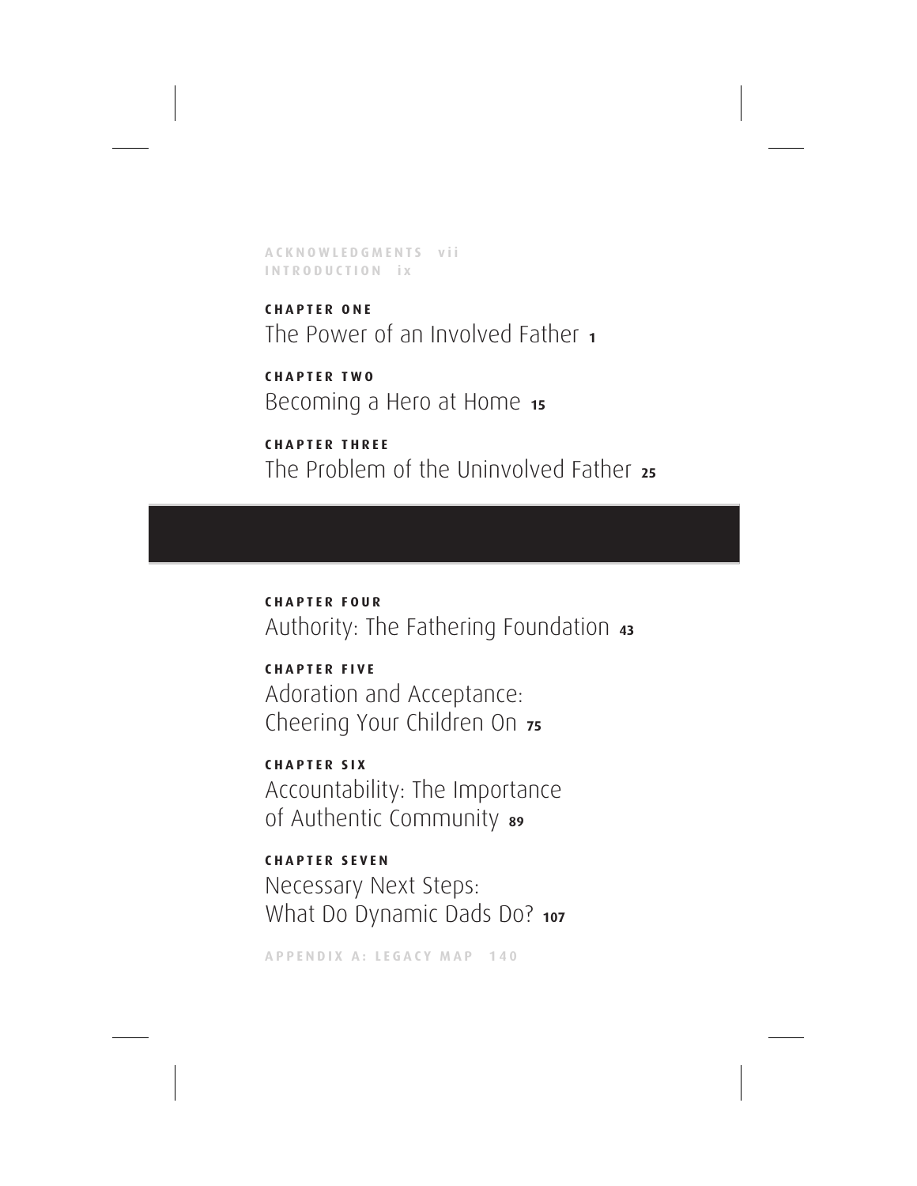ACKNOWLEDGMENTS vii

INTRODUCTION ix

**CHAPTER ONE**
The Power of an Involved Father **1**

**CHAPTER TWO**
Becoming a Hero at Home **15**

**CHAPTER THREE**
The Problem of the Uninvolved Father **25**

**CHAPTER FOUR**
Authority: The Fathering Foundation **43**

**CHAPTER FIVE**
Adoration and Acceptance: Cheering Your Children On **75**

**CHAPTER SIX**
Accountability: The Importance of Authentic Community **89**

**CHAPTER SEVEN**
Necessary Next Steps: What Do Dynamic Dads Do? **107**

APPENDIX A: LEGACY MAP 140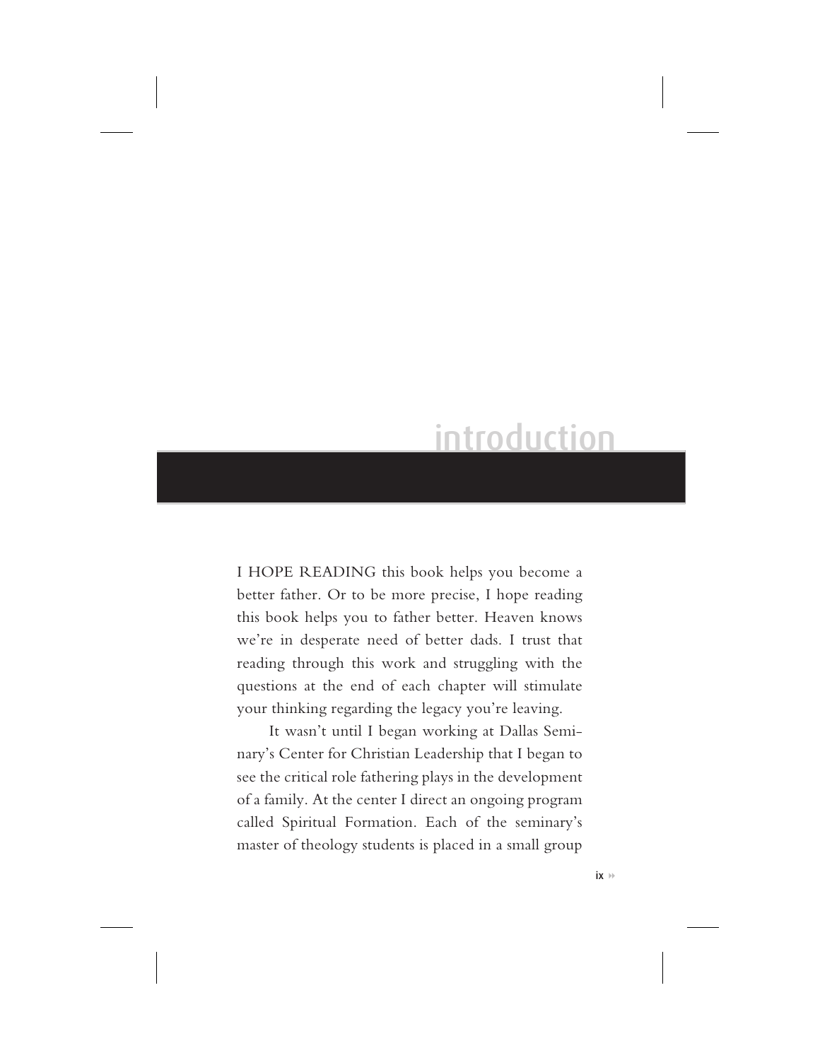# introduction

I HOPE READING this book helps you become a better father. Or to be more precise, I hope reading this book helps you to father better. Heaven knows we're in desperate need of better dads. I trust that reading through this work and struggling with the questions at the end of each chapter will stimulate your thinking regarding the legacy you're leaving.

It wasn't until I began working at Dallas Seminary's Center for Christian Leadership that I began to see the critical role fathering plays in the development of a family. At the center I direct an ongoing program called Spiritual Formation. Each of the seminary's master of theology students is placed in a small group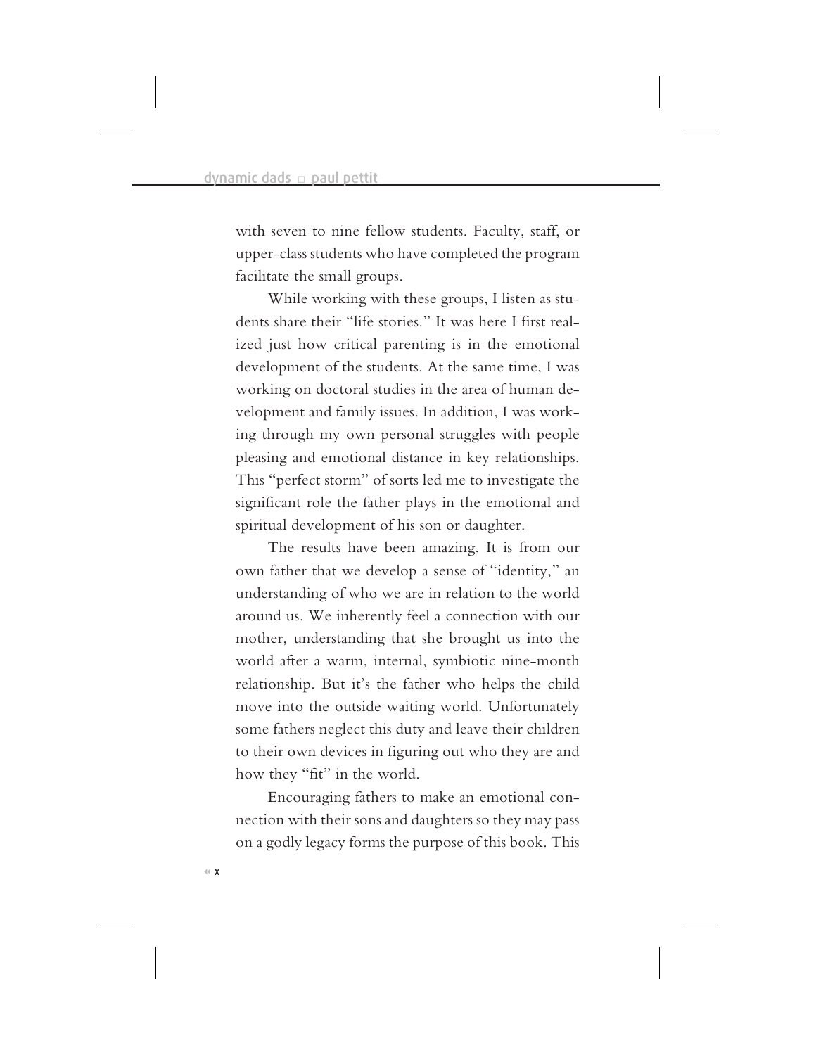with seven to nine fellow students. Faculty, staff, or upper-class students who have completed the program facilitate the small groups.

While working with these groups, I listen as students share their "life stories." It was here I first realized just how critical parenting is in the emotional development of the students. At the same time, I was working on doctoral studies in the area of human development and family issues. In addition, I was working through my own personal struggles with people pleasing and emotional distance in key relationships. This "perfect storm" of sorts led me to investigate the significant role the father plays in the emotional and spiritual development of his son or daughter.

The results have been amazing. It is from our own father that we develop a sense of "identity," an understanding of who we are in relation to the world around us. We inherently feel a connection with our mother, understanding that she brought us into the world after a warm, internal, symbiotic nine-month relationship. But it's the father who helps the child move into the outside waiting world. Unfortunately some fathers neglect this duty and leave their children to their own devices in figuring out who they are and how they "fit" in the world.

Encouraging fathers to make an emotional connection with their sons and daughters so they may pass on a godly legacy forms the purpose of this book. This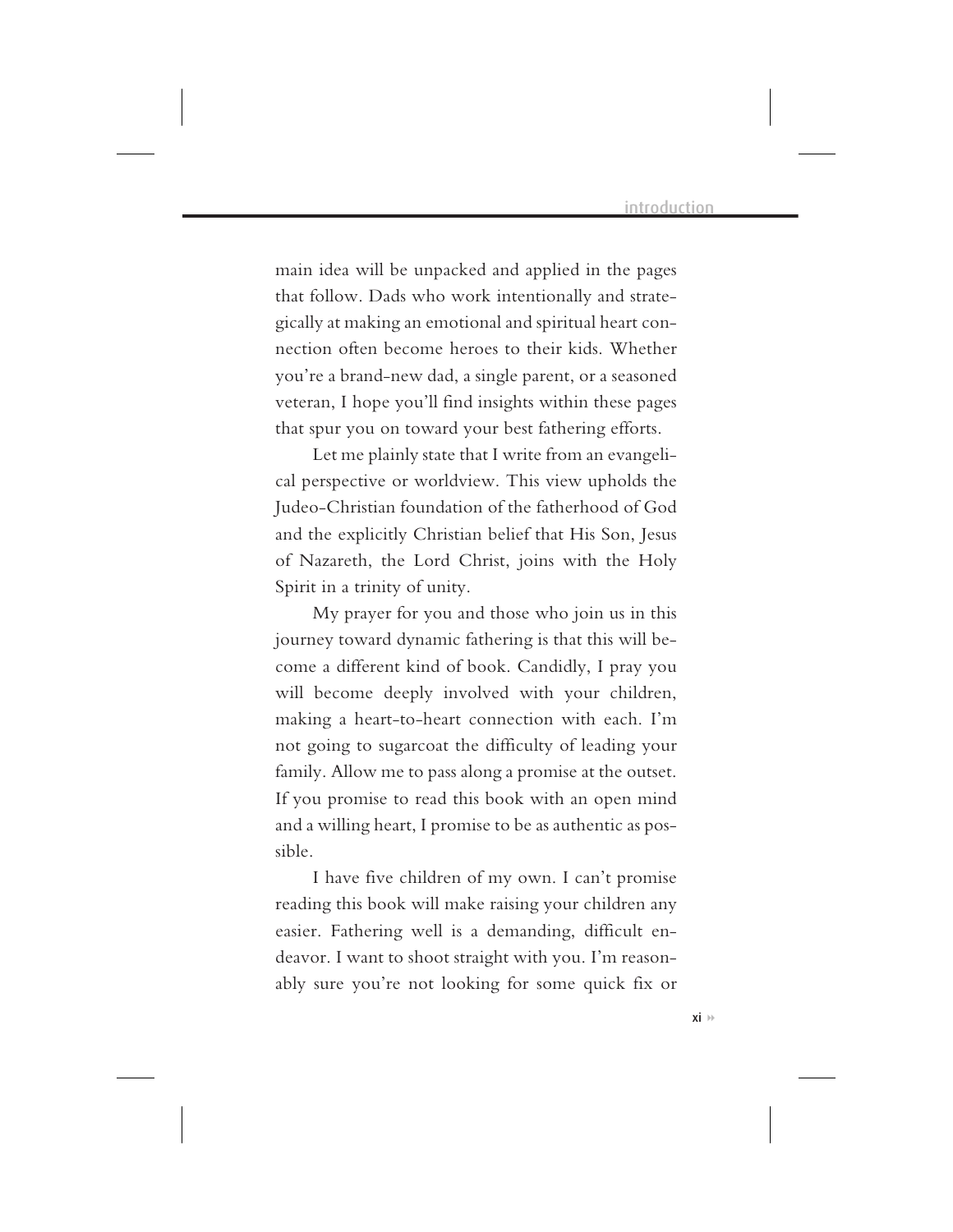main idea will be unpacked and applied in the pages that follow. Dads who work intentionally and strategically at making an emotional and spiritual heart connection often become heroes to their kids. Whether you're a brand-new dad, a single parent, or a seasoned veteran, I hope you'll find insights within these pages that spur you on toward your best fathering efforts.

Let me plainly state that I write from an evangelical perspective or worldview. This view upholds the Judeo-Christian foundation of the fatherhood of God and the explicitly Christian belief that His Son, Jesus of Nazareth, the Lord Christ, joins with the Holy Spirit in a trinity of unity.

My prayer for you and those who join us in this journey toward dynamic fathering is that this will become a different kind of book. Candidly, I pray you will become deeply involved with your children, making a heart-to-heart connection with each. I'm not going to sugarcoat the difficulty of leading your family. Allow me to pass along a promise at the outset. If you promise to read this book with an open mind and a willing heart, I promise to be as authentic as possible.

I have five children of my own. I can't promise reading this book will make raising your children any easier. Fathering well is a demanding, difficult endeavor. I want to shoot straight with you. I'm reasonably sure you're not looking for some quick fix or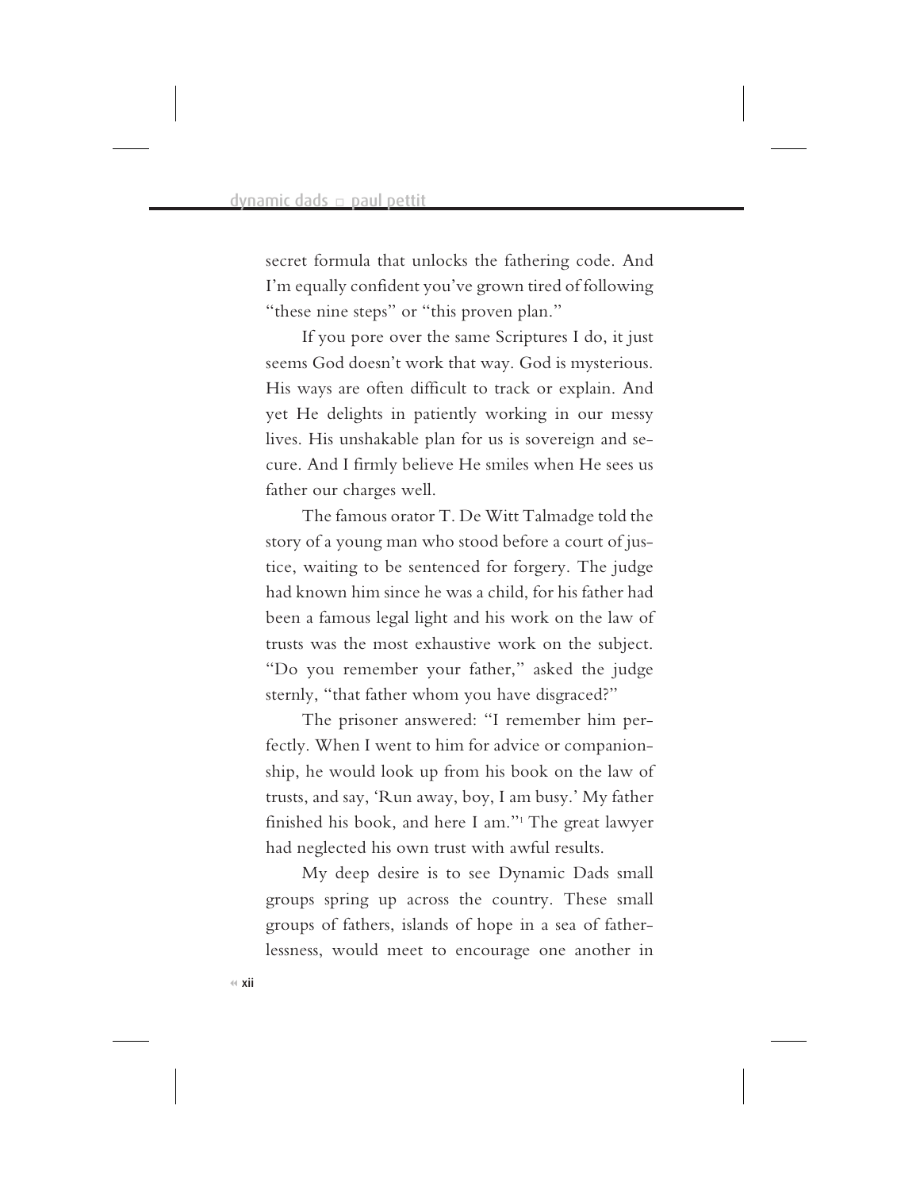secret formula that unlocks the fathering code. And I'm equally confident you've grown tired of following "these nine steps" or "this proven plan."

If you pore over the same Scriptures I do, it just seems God doesn't work that way. God is mysterious. His ways are often difficult to track or explain. And yet He delights in patiently working in our messy lives. His unshakable plan for us is sovereign and secure. And I firmly believe He smiles when He sees us father our charges well.

The famous orator T. De Witt Talmadge told the story of a young man who stood before a court of justice, waiting to be sentenced for forgery. The judge had known him since he was a child, for his father had been a famous legal light and his work on the law of trusts was the most exhaustive work on the subject. "Do you remember your father," asked the judge sternly, "that father whom you have disgraced?"

The prisoner answered: "I remember him perfectly. When I went to him for advice or companionship, he would look up from his book on the law of trusts, and say, 'Run away, boy, I am busy.' My father finished his book, and here I am."[1] The great lawyer had neglected his own trust with awful results.

My deep desire is to see Dynamic Dads small groups spring up across the country. These small groups of fathers, islands of hope in a sea of fatherlessness, would meet to encourage one another in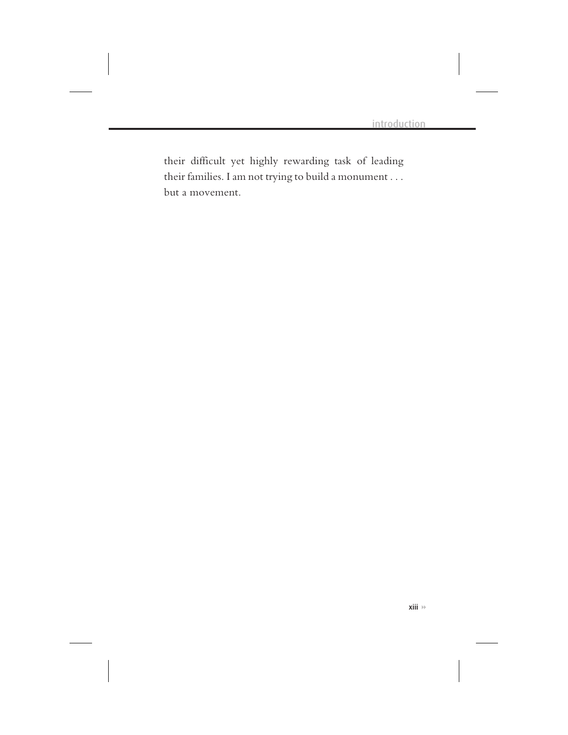their difficult yet highly rewarding task of leading their families. I am not trying to build a monument . . . but a movement.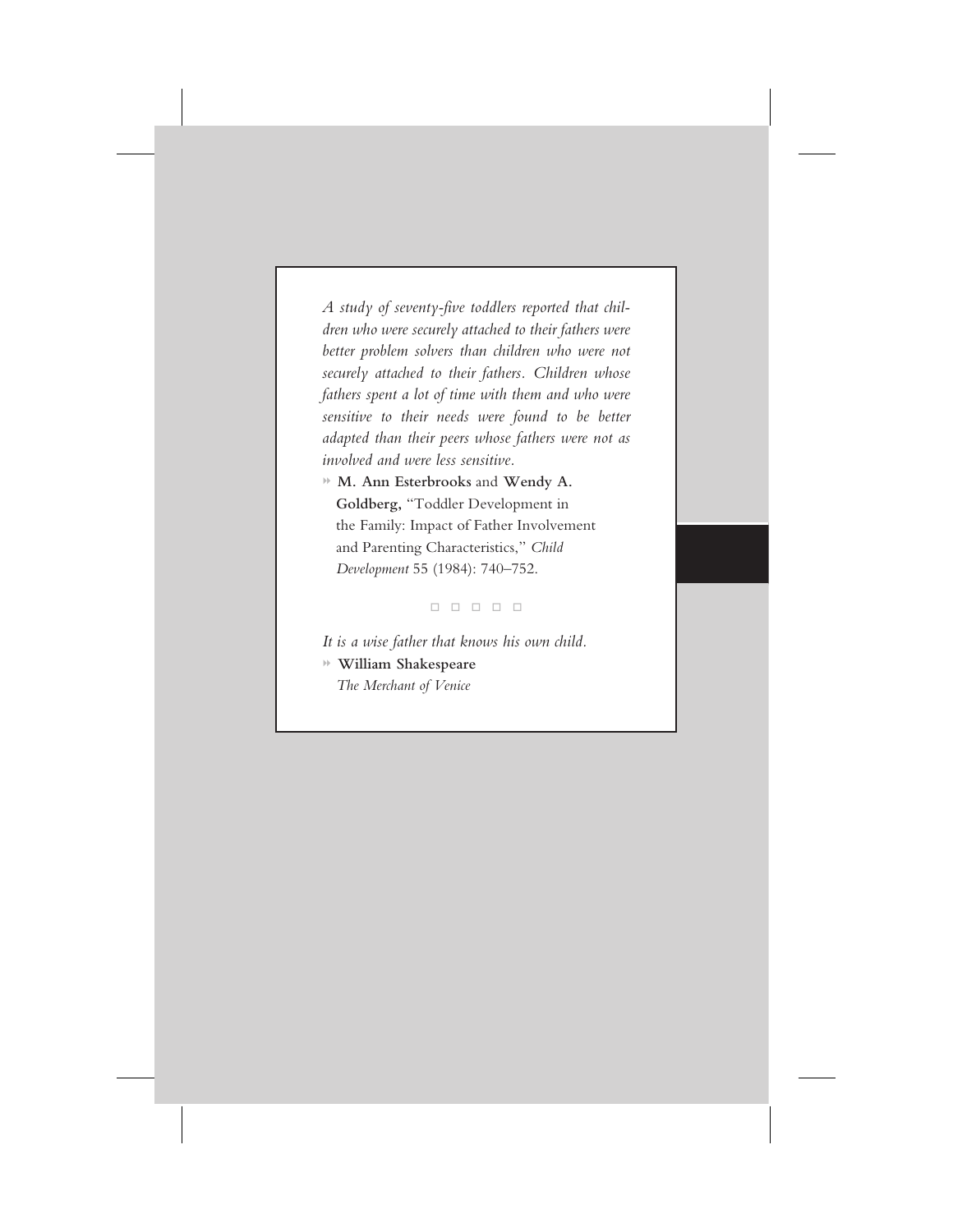*A study of seventy-five toddlers reported that children who were securely attached to their fathers were better problem solvers than children who were not securely attached to their fathers. Children whose fathers spent a lot of time with them and who were sensitive to their needs were found to be better adapted than their peers whose fathers were not as involved and were less sensitive.*

» **M. Ann Esterbrooks** and **Wendy A. Goldberg,** "Toddler Development in the Family: Impact of Father Involvement and Parenting Characteristics," *Child Development* 55 (1984): 740–752.

□ □ □ □ □

*It is a wise father that knows his own child.*

» **William Shakespeare**
*The Merchant of Venice*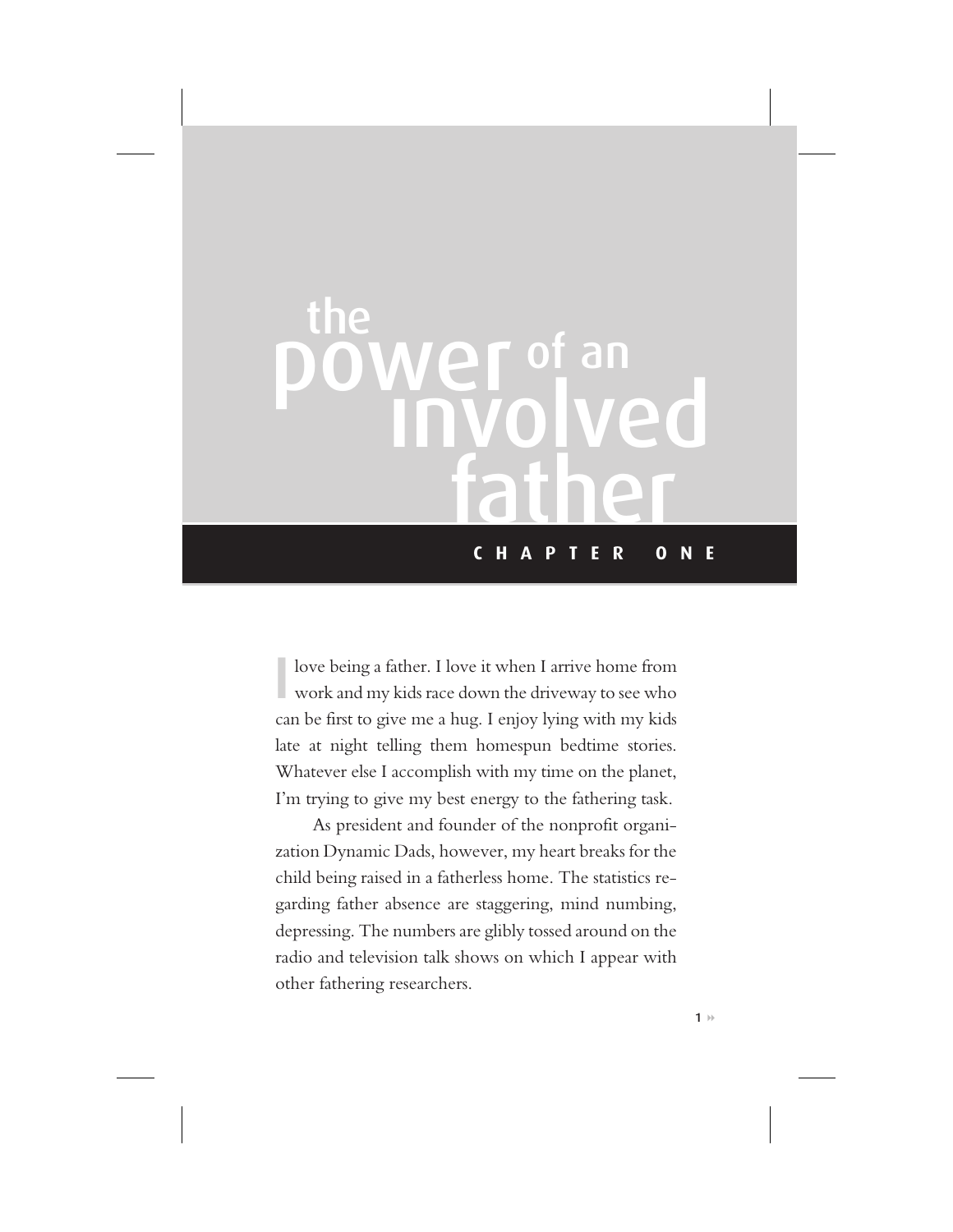# the power of an involved father

## CHAPTER ONE

I love being a father. I love it when I arrive home from work and my kids race down the driveway to see who can be first to give me a hug. I enjoy lying with my kids late at night telling them homespun bedtime stories. Whatever else I accomplish with my time on the planet, I'm trying to give my best energy to the fathering task.

As president and founder of the nonprofit organization Dynamic Dads, however, my heart breaks for the child being raised in a fatherless home. The statistics regarding father absence are staggering, mind numbing, depressing. The numbers are glibly tossed around on the radio and television talk shows on which I appear with other fathering researchers.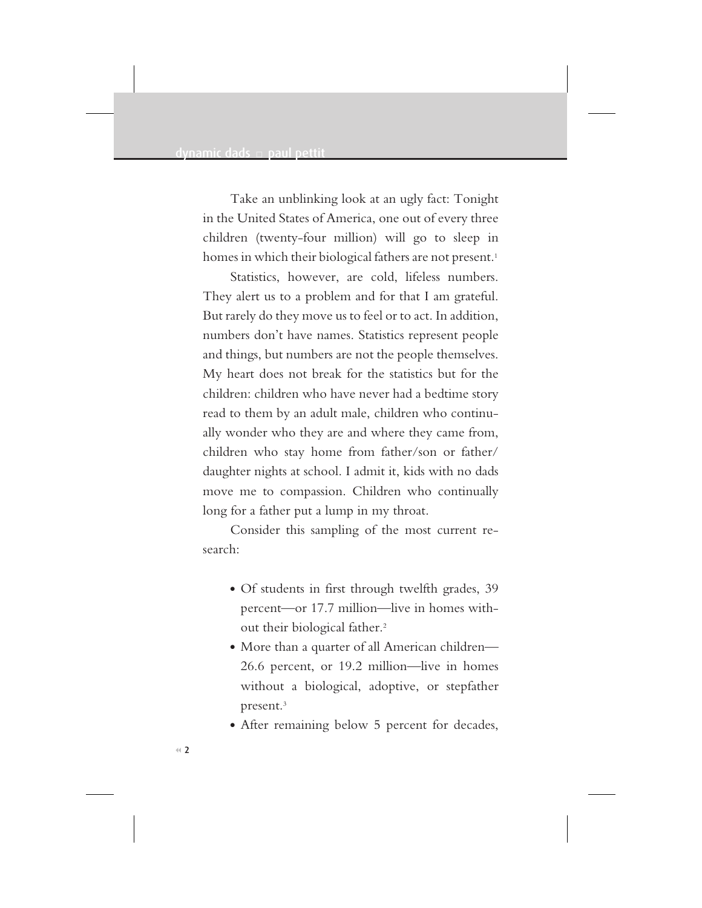Take an unblinking look at an ugly fact: Tonight in the United States of America, one out of every three children (twenty-four million) will go to sleep in homes in which their biological fathers are not present.[1]

Statistics, however, are cold, lifeless numbers. They alert us to a problem and for that I am grateful. But rarely do they move us to feel or to act. In addition, numbers don't have names. Statistics represent people and things, but numbers are not the people themselves. My heart does not break for the statistics but for the children: children who have never had a bedtime story read to them by an adult male, children who continually wonder who they are and where they came from, children who stay home from father/son or father/daughter nights at school. I admit it, kids with no dads move me to compassion. Children who continually long for a father put a lump in my throat.

Consider this sampling of the most current research:

- Of students in first through twelfth grades, 39 percent—or 17.7 million—live in homes without their biological father.[2]
- More than a quarter of all American children—26.6 percent, or 19.2 million—live in homes without a biological, adoptive, or stepfather present.[3]
- After remaining below 5 percent for decades,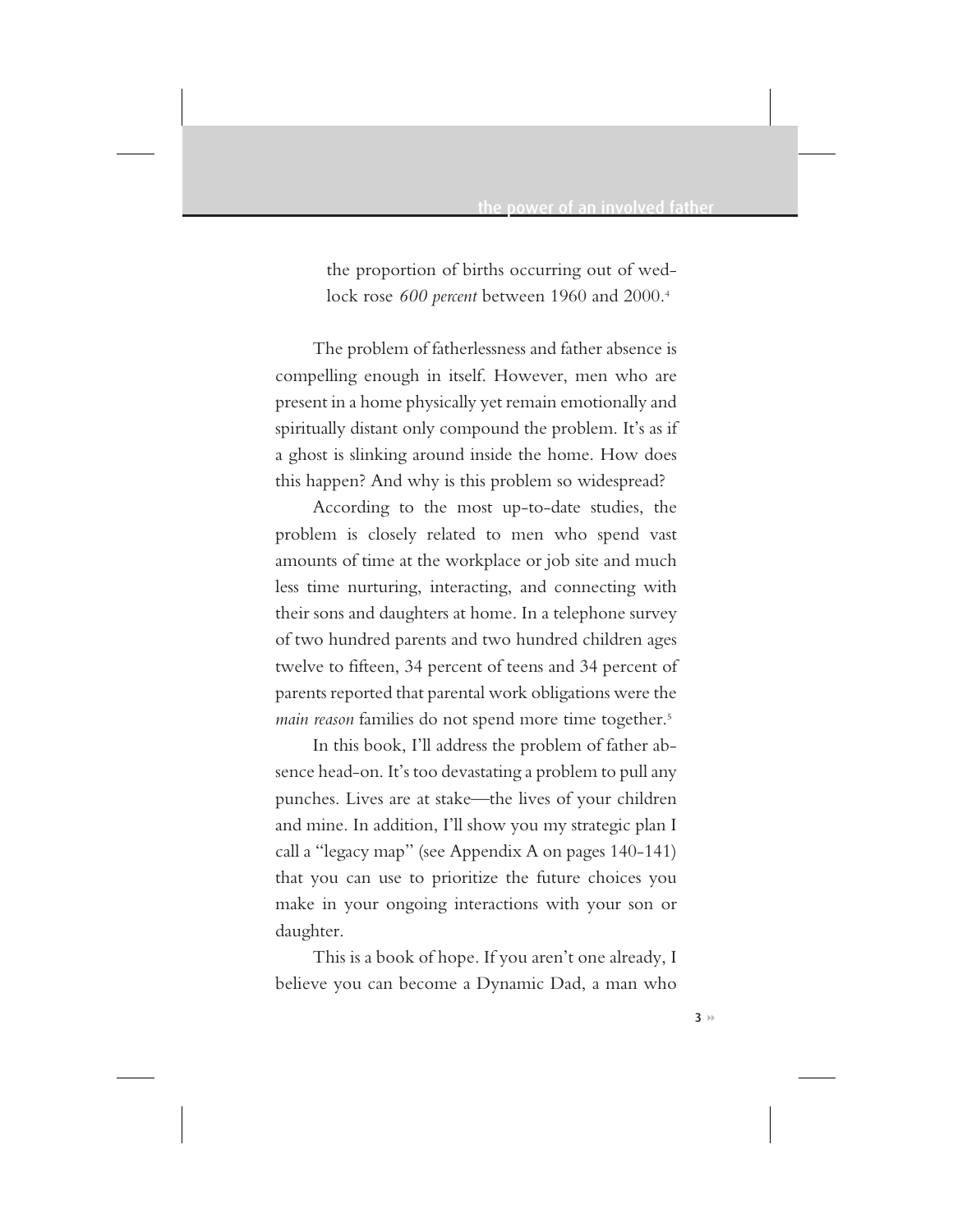the proportion of births occurring out of wedlock rose *600 percent* between 1960 and 2000.[4]

The problem of fatherlessness and father absence is compelling enough in itself. However, men who are present in a home physically yet remain emotionally and spiritually distant only compound the problem. It's as if a ghost is slinking around inside the home. How does this happen? And why is this problem so widespread?

According to the most up-to-date studies, the problem is closely related to men who spend vast amounts of time at the workplace or job site and much less time nurturing, interacting, and connecting with their sons and daughters at home. In a telephone survey of two hundred parents and two hundred children ages twelve to fifteen, 34 percent of teens and 34 percent of parents reported that parental work obligations were the *main reason* families do not spend more time together.[5]

In this book, I'll address the problem of father absence head-on. It's too devastating a problem to pull any punches. Lives are at stake—the lives of your children and mine. In addition, I'll show you my strategic plan I call a "legacy map" (see Appendix A on pages 140-141) that you can use to prioritize the future choices you make in your ongoing interactions with your son or daughter.

This is a book of hope. If you aren't one already, I believe you can become a Dynamic Dad, a man who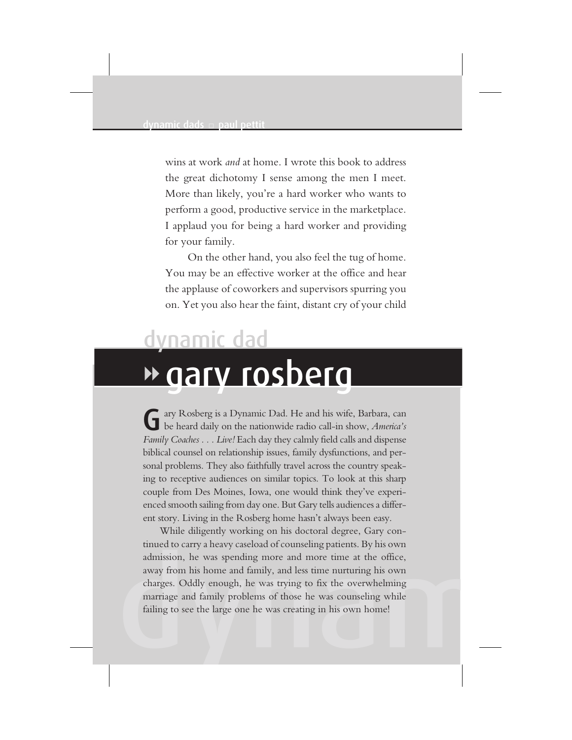wins at work *and* at home. I wrote this book to address the great dichotomy I sense among the men I meet. More than likely, you're a hard worker who wants to perform a good, productive service in the marketplace. I applaud you for being a hard worker and providing for your family.

On the other hand, you also feel the tug of home. You may be an effective worker at the office and hear the applause of coworkers and supervisors spurring you on. Yet you also hear the faint, distant cry of your child

## dynamic dad

# gary rosberg

Gary Rosberg is a Dynamic Dad. He and his wife, Barbara, can be heard daily on the nationwide radio call-in show, *America's Family Coaches . . . Live!* Each day they calmly field calls and dispense biblical counsel on relationship issues, family dysfunctions, and personal problems. They also faithfully travel across the country speaking to receptive audiences on similar topics. To look at this sharp couple from Des Moines, Iowa, one would think they've experienced smooth sailing from day one. But Gary tells audiences a different story. Living in the Rosberg home hasn't always been easy.

While diligently working on his doctoral degree, Gary continued to carry a heavy caseload of counseling patients. By his own admission, he was spending more and more time at the office, away from his home and family, and less time nurturing his own charges. Oddly enough, he was trying to fix the overwhelming marriage and family problems of those he was counseling while failing to see the large one he was creating in his own home!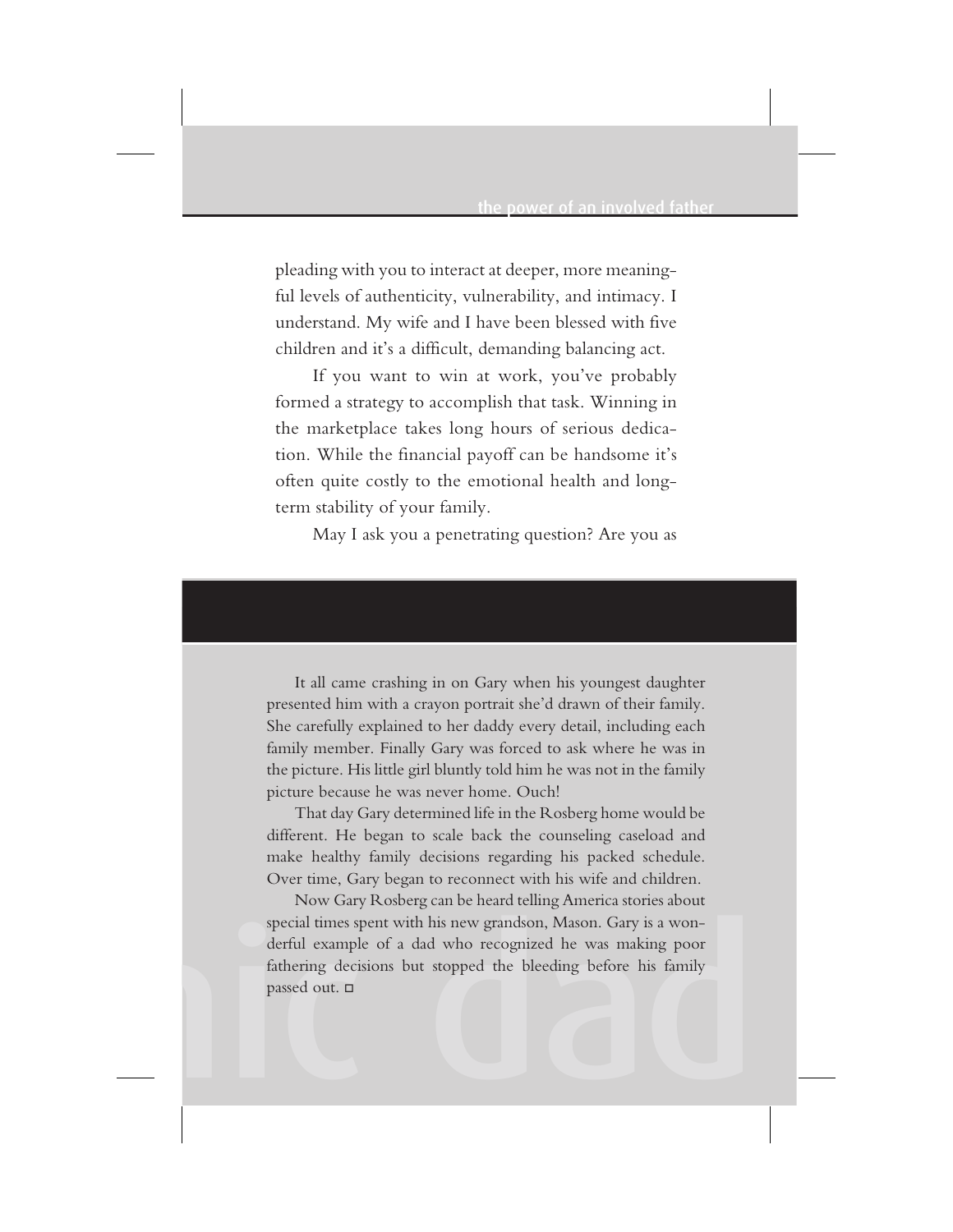pleading with you to interact at deeper, more meaningful levels of authenticity, vulnerability, and intimacy. I understand. My wife and I have been blessed with five children and it's a difficult, demanding balancing act.

If you want to win at work, you've probably formed a strategy to accomplish that task. Winning in the marketplace takes long hours of serious dedication. While the financial payoff can be handsome it's often quite costly to the emotional health and long-term stability of your family.

May I ask you a penetrating question? Are you as

---

It all came crashing in on Gary when his youngest daughter presented him with a crayon portrait she'd drawn of their family. She carefully explained to her daddy every detail, including each family member. Finally Gary was forced to ask where he was in the picture. His little girl bluntly told him he was not in the family picture because he was never home. Ouch!

That day Gary determined life in the Rosberg home would be different. He began to scale back the counseling caseload and make healthy family decisions regarding his packed schedule. Over time, Gary began to reconnect with his wife and children.

Now Gary Rosberg can be heard telling America stories about special times spent with his new grandson, Mason. Gary is a wonderful example of a dad who recognized he was making poor fathering decisions but stopped the bleeding before his family passed out. □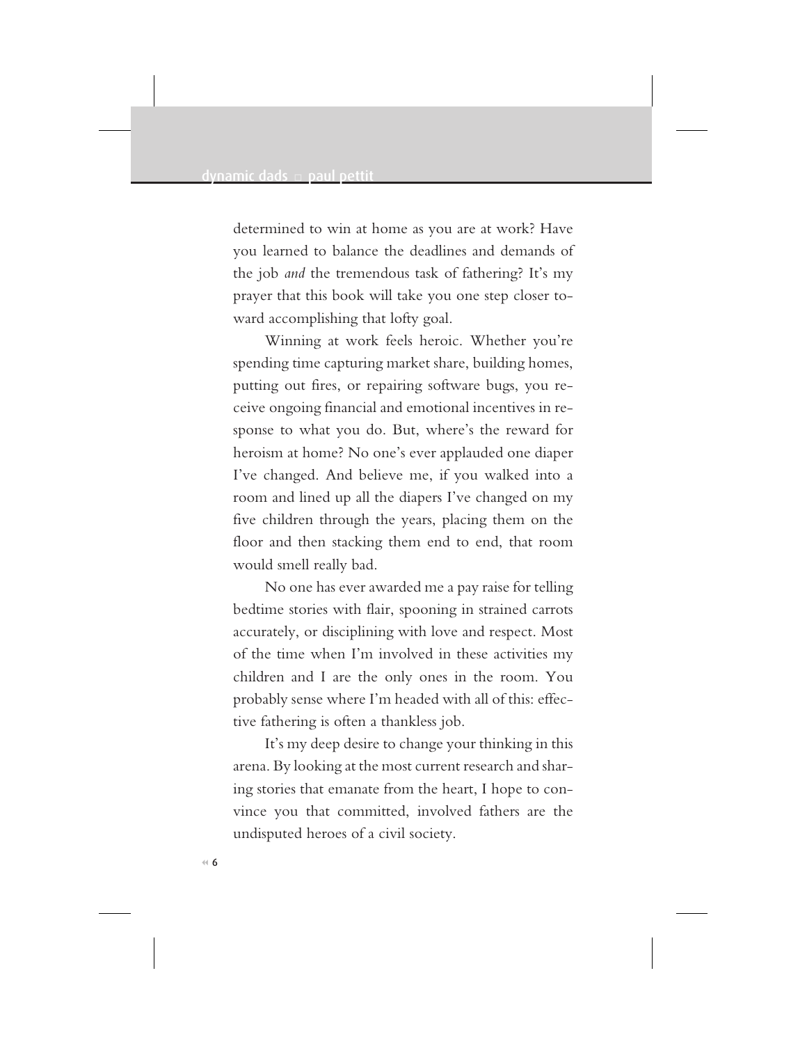determined to win at home as you are at work? Have you learned to balance the deadlines and demands of the job *and* the tremendous task of fathering? It's my prayer that this book will take you one step closer toward accomplishing that lofty goal.

Winning at work feels heroic. Whether you're spending time capturing market share, building homes, putting out fires, or repairing software bugs, you receive ongoing financial and emotional incentives in response to what you do. But, where's the reward for heroism at home? No one's ever applauded one diaper I've changed. And believe me, if you walked into a room and lined up all the diapers I've changed on my five children through the years, placing them on the floor and then stacking them end to end, that room would smell really bad.

No one has ever awarded me a pay raise for telling bedtime stories with flair, spooning in strained carrots accurately, or disciplining with love and respect. Most of the time when I'm involved in these activities my children and I are the only ones in the room. You probably sense where I'm headed with all of this: effective fathering is often a thankless job.

It's my deep desire to change your thinking in this arena. By looking at the most current research and sharing stories that emanate from the heart, I hope to convince you that committed, involved fathers are the undisputed heroes of a civil society.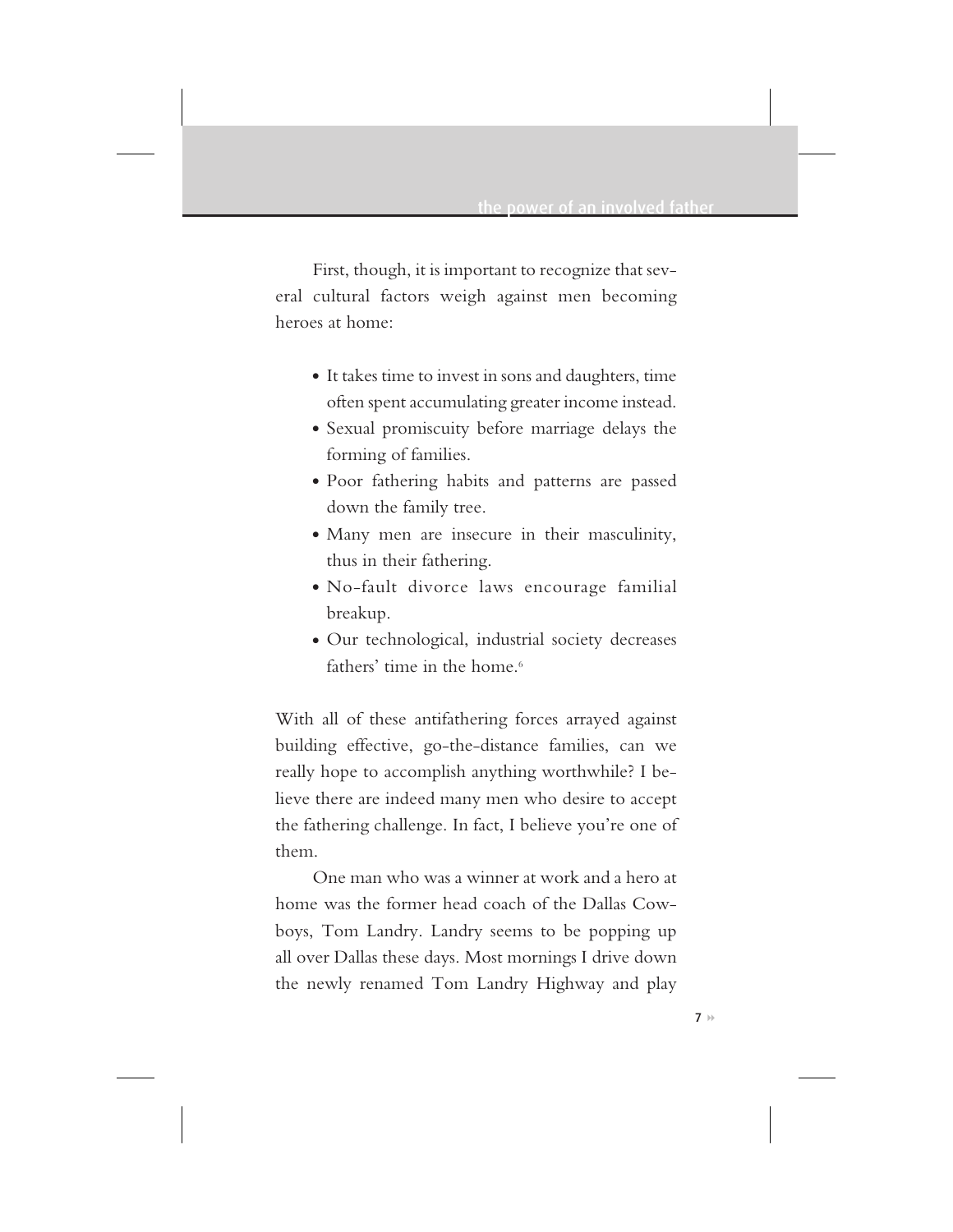First, though, it is important to recognize that several cultural factors weigh against men becoming heroes at home:

- It takes time to invest in sons and daughters, time often spent accumulating greater income instead.
- Sexual promiscuity before marriage delays the forming of families.
- Poor fathering habits and patterns are passed down the family tree.
- Many men are insecure in their masculinity, thus in their fathering.
- No-fault divorce laws encourage familial breakup.
- Our technological, industrial society decreases fathers' time in the home.[6]

With all of these antifathering forces arrayed against building effective, go-the-distance families, can we really hope to accomplish anything worthwhile? I believe there are indeed many men who desire to accept the fathering challenge. In fact, I believe you're one of them.

One man who was a winner at work and a hero at home was the former head coach of the Dallas Cowboys, Tom Landry. Landry seems to be popping up all over Dallas these days. Most mornings I drive down the newly renamed Tom Landry Highway and play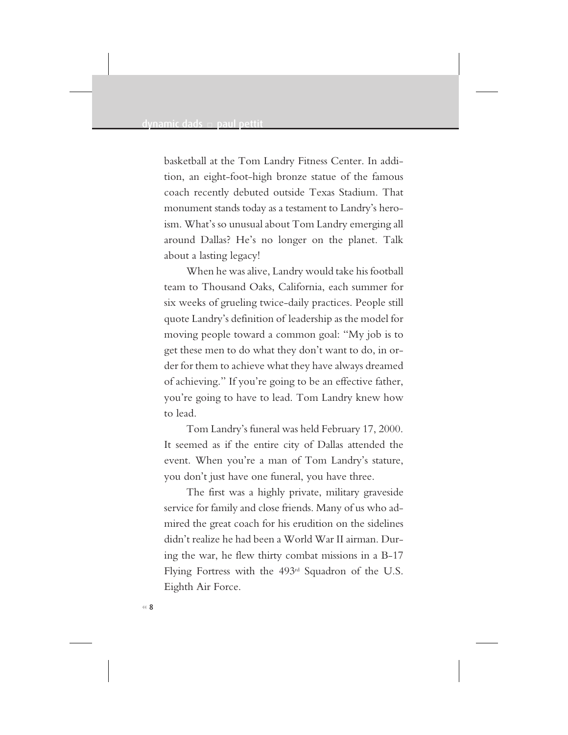basketball at the Tom Landry Fitness Center. In addition, an eight-foot-high bronze statue of the famous coach recently debuted outside Texas Stadium. That monument stands today as a testament to Landry's heroism. What's so unusual about Tom Landry emerging all around Dallas? He's no longer on the planet. Talk about a lasting legacy!

When he was alive, Landry would take his football team to Thousand Oaks, California, each summer for six weeks of grueling twice-daily practices. People still quote Landry's definition of leadership as the model for moving people toward a common goal: "My job is to get these men to do what they don't want to do, in order for them to achieve what they have always dreamed of achieving." If you're going to be an effective father, you're going to have to lead. Tom Landry knew how to lead.

Tom Landry's funeral was held February 17, 2000. It seemed as if the entire city of Dallas attended the event. When you're a man of Tom Landry's stature, you don't just have one funeral, you have three.

The first was a highly private, military graveside service for family and close friends. Many of us who admired the great coach for his erudition on the sidelines didn't realize he had been a World War II airman. During the war, he flew thirty combat missions in a B-17 Flying Fortress with the 493rd Squadron of the U.S. Eighth Air Force.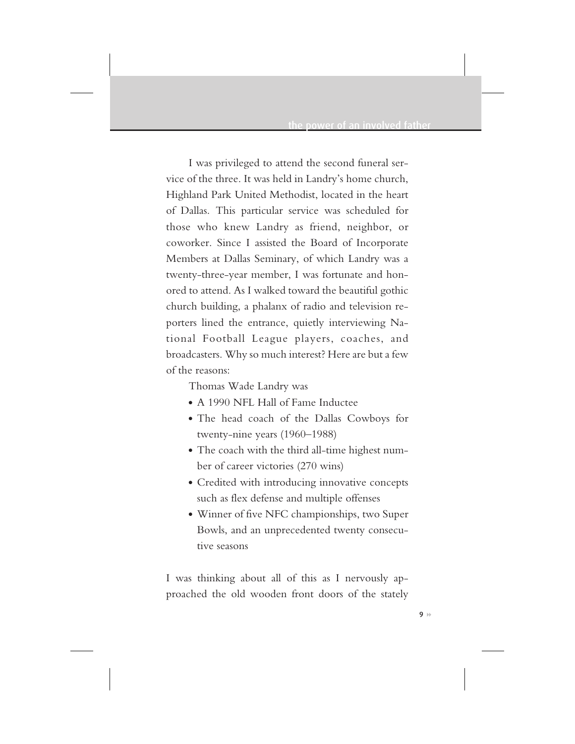I was privileged to attend the second funeral service of the three. It was held in Landry's home church, Highland Park United Methodist, located in the heart of Dallas. This particular service was scheduled for those who knew Landry as friend, neighbor, or coworker. Since I assisted the Board of Incorporate Members at Dallas Seminary, of which Landry was a twenty-three-year member, I was fortunate and honored to attend. As I walked toward the beautiful gothic church building, a phalanx of radio and television reporters lined the entrance, quietly interviewing National Football League players, coaches, and broadcasters. Why so much interest? Here are but a few of the reasons:

Thomas Wade Landry was

- A 1990 NFL Hall of Fame Inductee
- The head coach of the Dallas Cowboys for twenty-nine years (1960–1988)
- The coach with the third all-time highest number of career victories (270 wins)
- Credited with introducing innovative concepts such as flex defense and multiple offenses
- Winner of five NFC championships, two Super Bowls, and an unprecedented twenty consecutive seasons

I was thinking about all of this as I nervously approached the old wooden front doors of the stately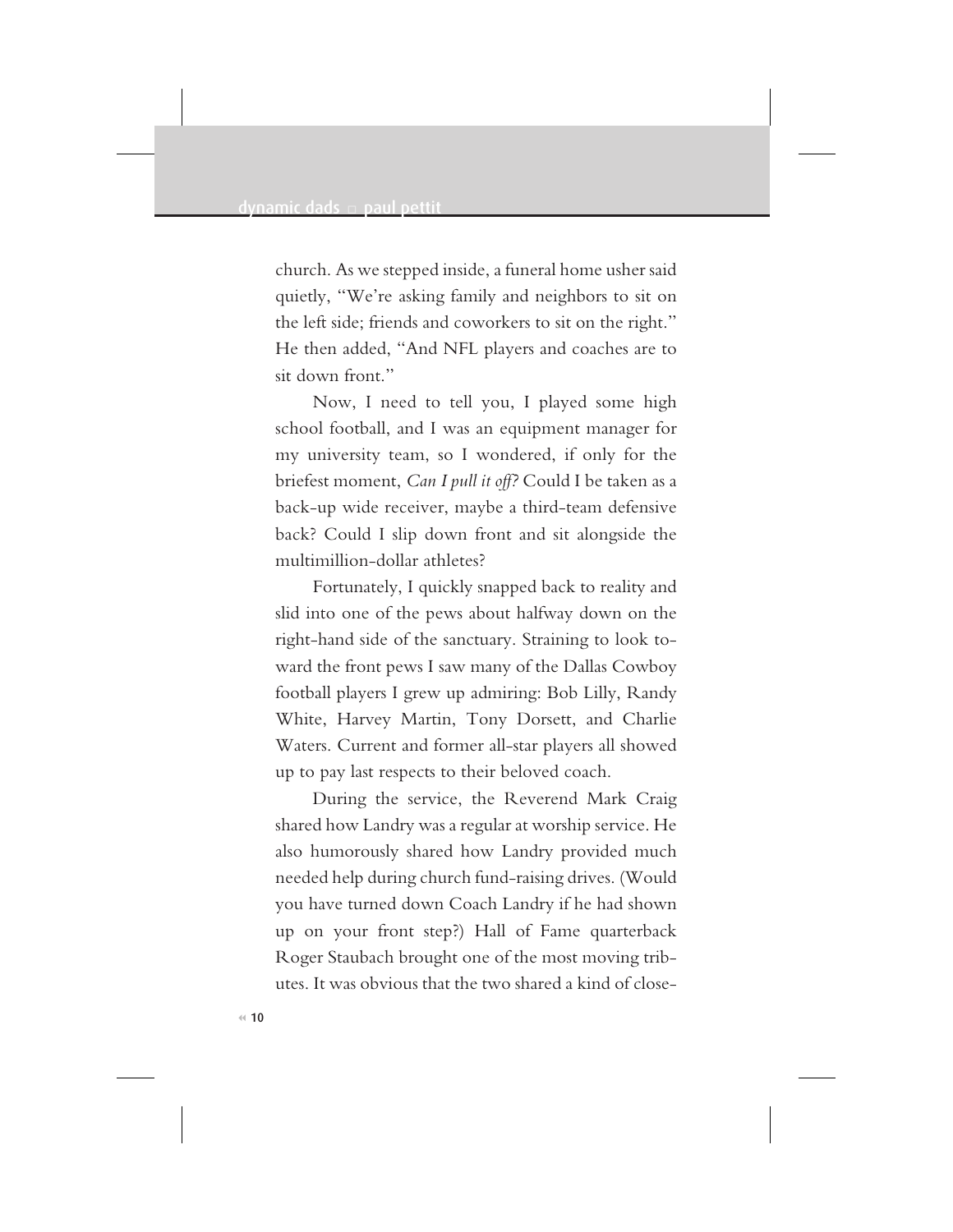church. As we stepped inside, a funeral home usher said quietly, "We're asking family and neighbors to sit on the left side; friends and coworkers to sit on the right." He then added, "And NFL players and coaches are to sit down front."

Now, I need to tell you, I played some high school football, and I was an equipment manager for my university team, so I wondered, if only for the briefest moment, *Can I pull it off?* Could I be taken as a back-up wide receiver, maybe a third-team defensive back? Could I slip down front and sit alongside the multimillion-dollar athletes?

Fortunately, I quickly snapped back to reality and slid into one of the pews about halfway down on the right-hand side of the sanctuary. Straining to look toward the front pews I saw many of the Dallas Cowboy football players I grew up admiring: Bob Lilly, Randy White, Harvey Martin, Tony Dorsett, and Charlie Waters. Current and former all-star players all showed up to pay last respects to their beloved coach.

During the service, the Reverend Mark Craig shared how Landry was a regular at worship service. He also humorously shared how Landry provided much needed help during church fund-raising drives. (Would you have turned down Coach Landry if he had shown up on your front step?) Hall of Fame quarterback Roger Staubach brought one of the most moving tributes. It was obvious that the two shared a kind of close-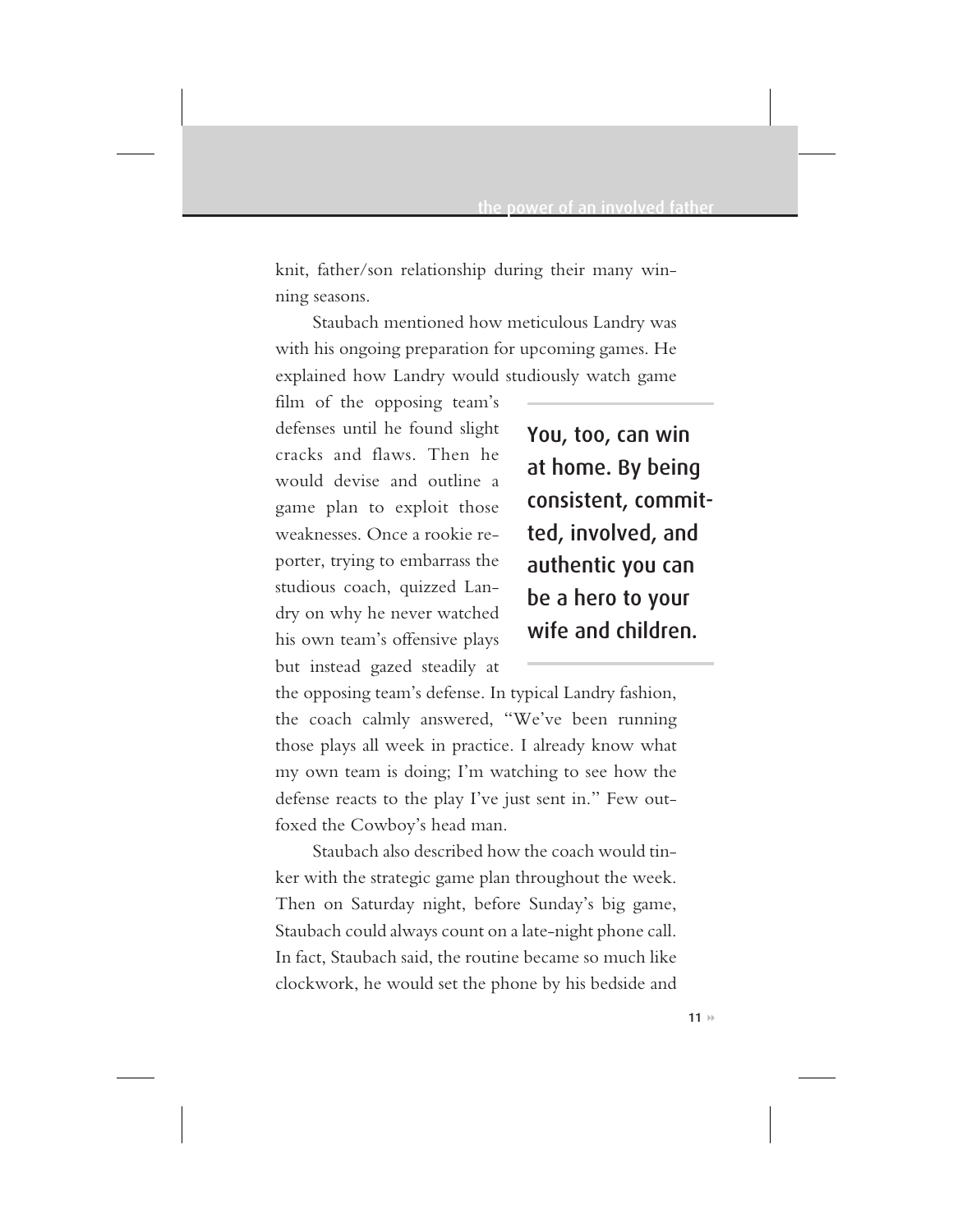knit, father/son relationship during their many winning seasons.

Staubach mentioned how meticulous Landry was with his ongoing preparation for upcoming games. He explained how Landry would studiously watch game film of the opposing team's defenses until he found slight cracks and flaws. Then he would devise and outline a game plan to exploit those weaknesses. Once a rookie reporter, trying to embarrass the studious coach, quizzed Landry on why he never watched his own team's offensive plays but instead gazed steadily at the opposing team's defense. In typical Landry fashion, the coach calmly answered, "We've been running those plays all week in practice. I already know what my own team is doing; I'm watching to see how the defense reacts to the play I've just sent in." Few outfoxed the Cowboy's head man.

> **You, too, can win at home. By being consistent, committed, involved, and authentic you can be a hero to your wife and children.**

Staubach also described how the coach would tinker with the strategic game plan throughout the week. Then on Saturday night, before Sunday's big game, Staubach could always count on a late-night phone call. In fact, Staubach said, the routine became so much like clockwork, he would set the phone by his bedside and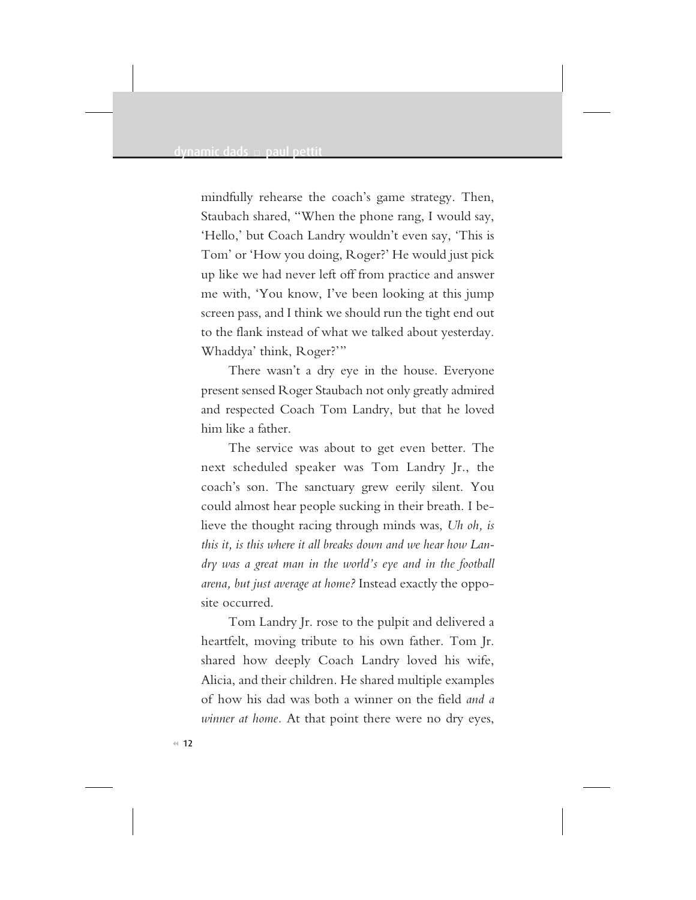mindfully rehearse the coach's game strategy. Then, Staubach shared, "When the phone rang, I would say, 'Hello,' but Coach Landry wouldn't even say, 'This is Tom' or 'How you doing, Roger?' He would just pick up like we had never left off from practice and answer me with, 'You know, I've been looking at this jump screen pass, and I think we should run the tight end out to the flank instead of what we talked about yesterday. Whaddya' think, Roger?'"

There wasn't a dry eye in the house. Everyone present sensed Roger Staubach not only greatly admired and respected Coach Tom Landry, but that he loved him like a father.

The service was about to get even better. The next scheduled speaker was Tom Landry Jr., the coach's son. The sanctuary grew eerily silent. You could almost hear people sucking in their breath. I believe the thought racing through minds was, *Uh oh, is this it, is this where it all breaks down and we hear how Landry was a great man in the world's eye and in the football arena, but just average at home?* Instead exactly the opposite occurred.

Tom Landry Jr. rose to the pulpit and delivered a heartfelt, moving tribute to his own father. Tom Jr. shared how deeply Coach Landry loved his wife, Alicia, and their children. He shared multiple examples of how his dad was both a winner on the field *and a winner at home*. At that point there were no dry eyes,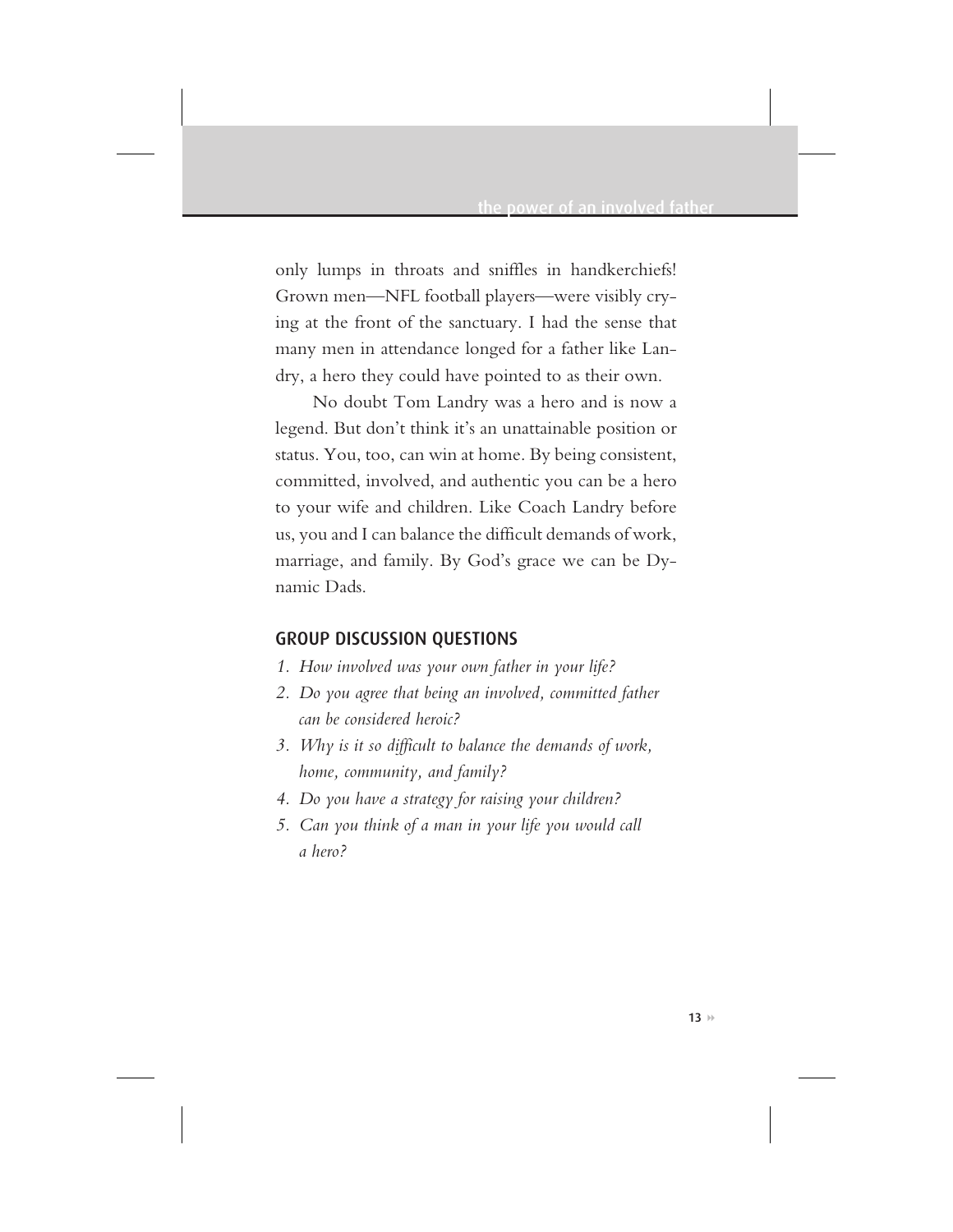only lumps in throats and sniffles in handkerchiefs! Grown men—NFL football players—were visibly crying at the front of the sanctuary. I had the sense that many men in attendance longed for a father like Landry, a hero they could have pointed to as their own.

No doubt Tom Landry was a hero and is now a legend. But don't think it's an unattainable position or status. You, too, can win at home. By being consistent, committed, involved, and authentic you can be a hero to your wife and children. Like Coach Landry before us, you and I can balance the difficult demands of work, marriage, and family. By God's grace we can be Dynamic Dads.

## GROUP DISCUSSION QUESTIONS

1. *How involved was your own father in your life?*
2. *Do you agree that being an involved, committed father can be considered heroic?*
3. *Why is it so difficult to balance the demands of work, home, community, and family?*
4. *Do you have a strategy for raising your children?*
5. *Can you think of a man in your life you would call a hero?*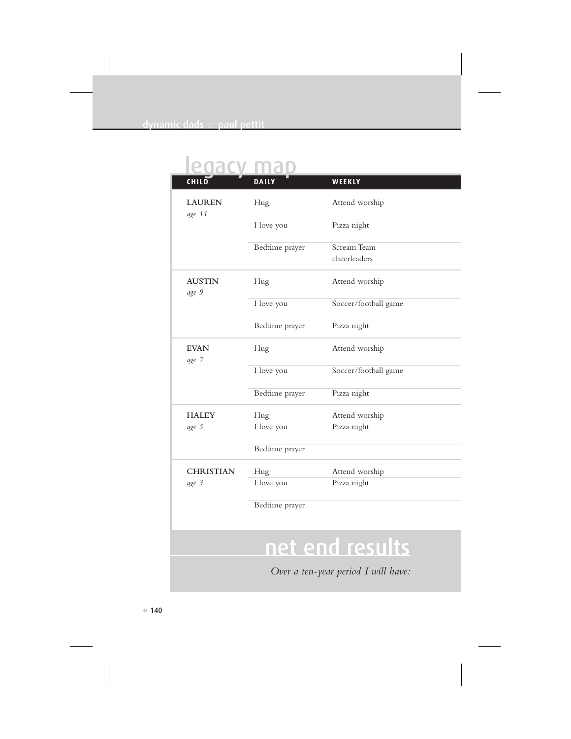## legacy map

| CHILD | DAILY | WEEKLY |
|---|---|---|
| **LAUREN** *age 11* | Hug | Attend worship |
| | I love you | Pizza night |
| | Bedtime prayer | Scream Team cheerleaders |
| **AUSTIN** *age 9* | Hug | Attend worship |
| | I love you | Soccer/football game |
| | Bedtime prayer | Pizza night |
| **EVAN** *age 7* | Hug | Attend worship |
| | I love you | Soccer/football game |
| | Bedtime prayer | Pizza night |
| **HALEY** *age 5* | Hug | Attend worship |
| | I love you | Pizza night |
| | Bedtime prayer | |
| **CHRISTIAN** *age 3* | Hug | Attend worship |
| | I love you | Pizza night |
| | Bedtime prayer | |

## net end results

*Over a ten-year period I will have:*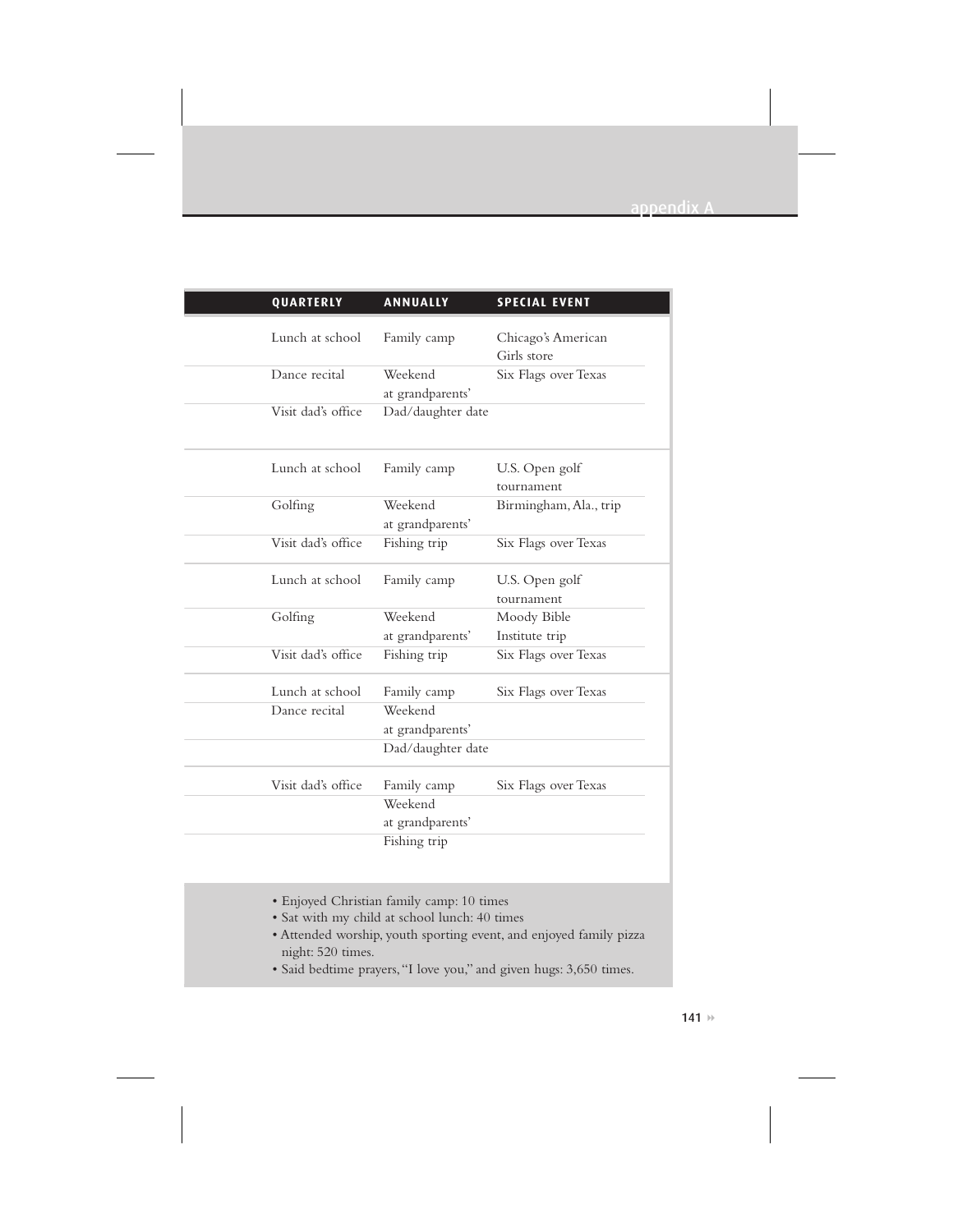| QUARTERLY | ANNUALLY | SPECIAL EVENT |
|---|---|---|
| Lunch at school | Family camp | Chicago's American Girls store |
| Dance recital | Weekend at grandparents' | Six Flags over Texas |
| Visit dad's office | Dad/daughter date | |
| Lunch at school | Family camp | U.S. Open golf tournament |
| Golfing | Weekend at grandparents' | Birmingham, Ala., trip |
| Visit dad's office | Fishing trip | Six Flags over Texas |
| Lunch at school | Family camp | U.S. Open golf tournament |
| Golfing | Weekend at grandparents' | Moody Bible Institute trip |
| Visit dad's office | Fishing trip | Six Flags over Texas |
| Lunch at school | Family camp | Six Flags over Texas |
| Dance recital | Weekend at grandparents' | |
| | Dad/daughter date | |
| Visit dad's office | Family camp | Six Flags over Texas |
| | Weekend at grandparents' | |
| | Fishing trip | |

- Enjoyed Christian family camp: 10 times
- Sat with my child at school lunch: 40 times
- Attended worship, youth sporting event, and enjoyed family pizza night: 520 times.
- Said bedtime prayers, "I love you," and given hugs: 3,650 times.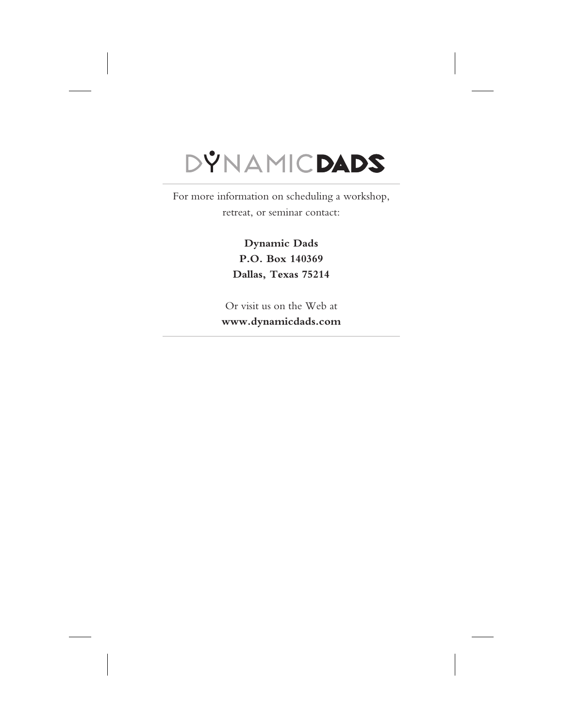# DYNAMICDADS

For more information on scheduling a workshop, retreat, or seminar contact:

**Dynamic Dads**
**P.O. Box 140369**
**Dallas, Texas 75214**

Or visit us on the Web at
**www.dynamicdads.com**